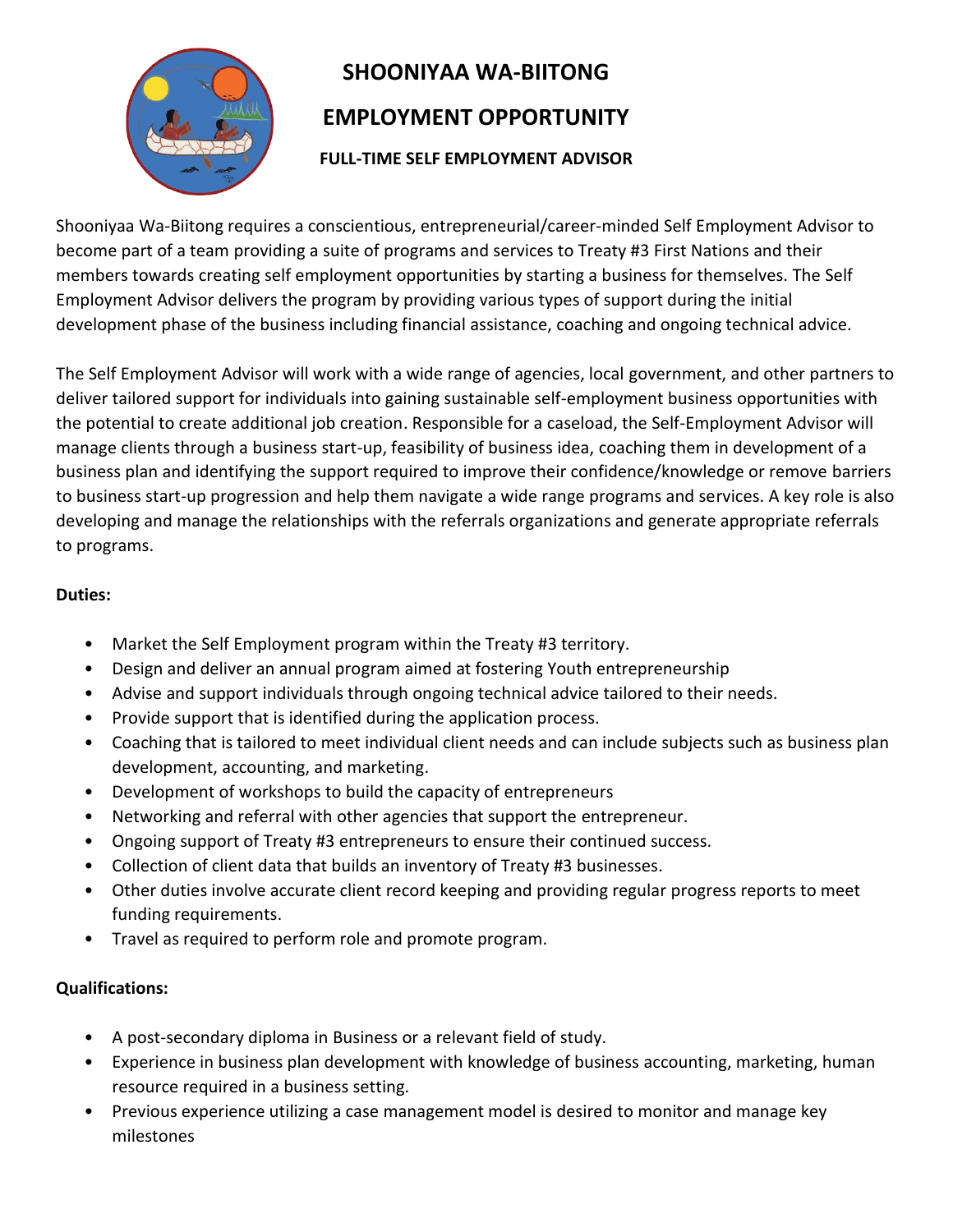# SHOONIYAA WA-BIITONG

## EMPLOYMENT OPPORTUNITY

### FULL-TIME SELF EMPLOYMENT ADVISOR

Shooniyaa Wa-Biitong requires a conscientious, entrepreneurial/career-minded Self Employment Advisor to become part of a team providing a suite of programs and services to Treaty #3 First Nations and their members towards creating self employment opportunities by starting a business for themselves. The Self Employment Advisor delivers the program by providing various types of support during the initial development phase of the business including financial assistance, coaching and ongoing technical advice.

The Self Employment Advisor will work with a wide range of agencies, local government, and other partners to deliver tailored support for individuals into gaining sustainable self-employment business opportunities with the potential to create additional job creation. Responsible for a caseload, the Self-Employment Advisor will manage clients through a business start-up, feasibility of business idea, coaching them in development of a business plan and identifying the support required to improve their confidence/knowledge or remove barriers to business start-up progression and help them navigate a wide range programs and services. A key role is also developing and manage the relationships with the referrals organizations and generate appropriate referrals to programs.

**Duties:**

- Market the Self Employment program within the Treaty #3 territory.
- Design and deliver an annual program aimed at fostering Youth entrepreneurship
- Advise and support individuals through ongoing technical advice tailored to their needs.
- Provide support that is identified during the application process.
- Coaching that is tailored to meet individual client needs and can include subjects such as business plan development, accounting, and marketing.
- Development of workshops to build the capacity of entrepreneurs
- Networking and referral with other agencies that support the entrepreneur.
- Ongoing support of Treaty #3 entrepreneurs to ensure their continued success.
- Collection of client data that builds an inventory of Treaty #3 businesses.
- Other duties involve accurate client record keeping and providing regular progress reports to meet funding requirements.
- Travel as required to perform role and promote program.

**Qualifications:**

- A post-secondary diploma in Business or a relevant field of study.
- Experience in business plan development with knowledge of business accounting, marketing, human resource required in a business setting.
- Previous experience utilizing a case management model is desired to monitor and manage key milestones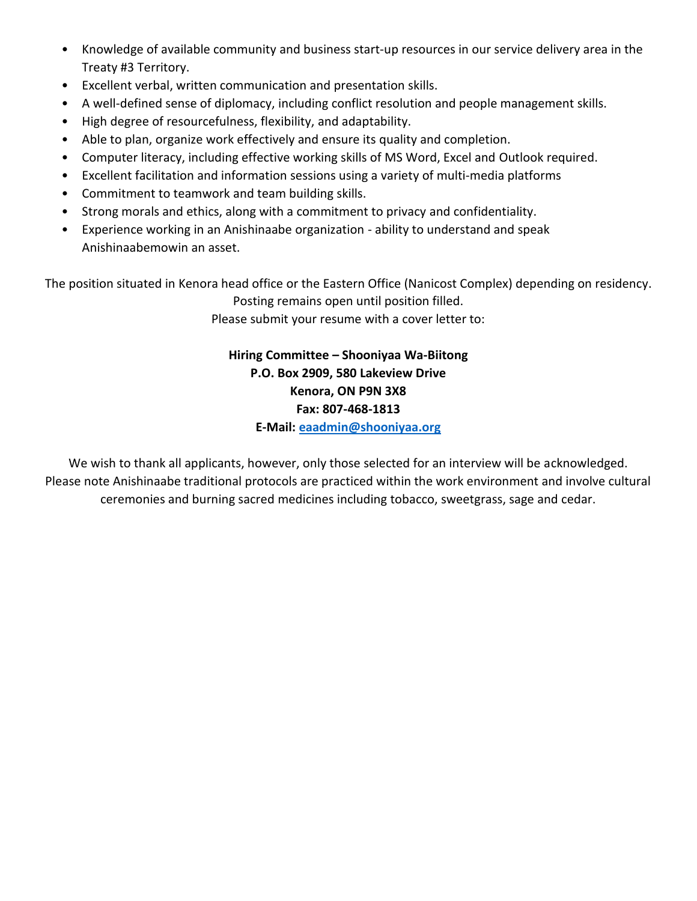- Knowledge of available community and business start-up resources in our service delivery area in the Treaty #3 Territory.
- Excellent verbal, written communication and presentation skills.
- A well-defined sense of diplomacy, including conflict resolution and people management skills.
- High degree of resourcefulness, flexibility, and adaptability.
- Able to plan, organize work effectively and ensure its quality and completion.
- Computer literacy, including effective working skills of MS Word, Excel and Outlook required.
- Excellent facilitation and information sessions using a variety of multi-media platforms
- Commitment to teamwork and team building skills.
- Strong morals and ethics, along with a commitment to privacy and confidentiality.
- Experience working in an Anishinaabe organization - ability to understand and speak Anishinaabemowin an asset.

The position situated in Kenora head office or the Eastern Office (Nanicost Complex) depending on residency.
Posting remains open until position filled.
Please submit your resume with a cover letter to:

**Hiring Committee – Shooniyaa Wa-Biitong**
**P.O. Box 2909, 580 Lakeview Drive**
**Kenora, ON P9N 3X8**
**Fax: 807-468-1813**
**E-Mail: eaadmin@shooniyaa.org**

We wish to thank all applicants, however, only those selected for an interview will be acknowledged.
Please note Anishinaabe traditional protocols are practiced within the work environment and involve cultural ceremonies and burning sacred medicines including tobacco, sweetgrass, sage and cedar.